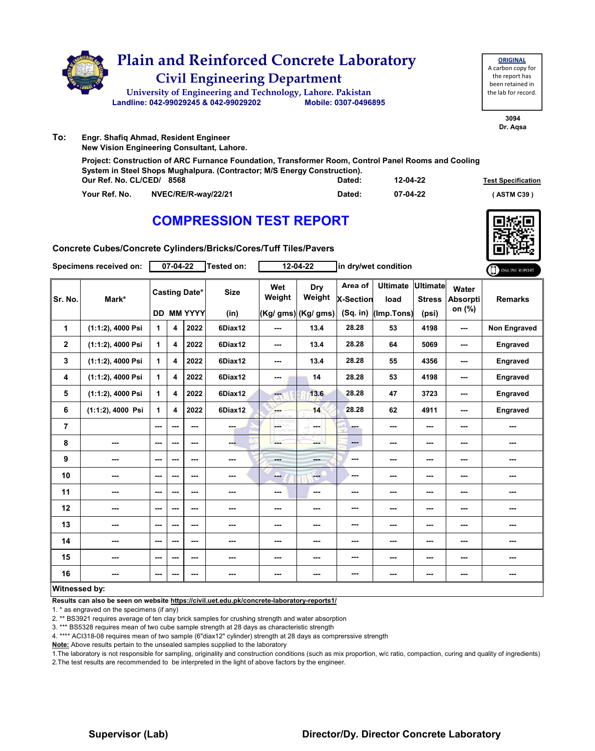# Plain and Reinforced Concrete Laboratory

## Civil Engineering Department

University of Engineering and Technology, Lahore. Pakistan

Landline: 042-99029245 & 042-99029202 Mobile: 0307-0496895

**ORIGINAL**
A carbon copy for the report has been retained in the lab for record.

3094
Dr. Aqsa

**To:** Engr. Shafiq Ahmad, Resident Engineer
New Vision Engineering Consultant, Lahore.

Project: Construction of ARC Furnance Foundation, Transformer Room, Control Panel Rooms and Cooling System in Steel Shops Mughalpura. (Contractor; M/S Energy Construction).

Our Ref. No. CL/CED/ 8568 Dated: 12-04-22 **Test Specification**

Your Ref. No. NVEC/RE/R-way/22/21 Dated: 07-04-22 ( ASTM C39 )

# COMPRESSION TEST REPORT

Concrete Cubes/Concrete Cylinders/Bricks/Cores/Tuff Tiles/Pavers

Specimens received on: 07-04-22 Tested on: 12-04-22 in dry/wet condition

| Sr. No. | Mark* | Casting Date* | | | Size | Wet Weight | Dry Weight | Area of X-Section | Ultimate load | Ultimate Stress | Water Absorption (%) | Remarks |
|---|---|---|---|---|---|---|---|---|---|---|---|---|
| | | DD | MM | YYYY | (in) | (Kg/ gms) | (Kg/ gms) | (Sq. in) | (Imp.Tons) | (psi) | | |
| 1 | (1:1:2), 4000 Psi | 1 | 4 | 2022 | 6Diax12 | --- | 13.4 | 28.28 | 53 | 4198 | --- | Non Engraved |
| 2 | (1:1:2), 4000 Psi | 1 | 4 | 2022 | 6Diax12 | --- | 13.4 | 28.28 | 64 | 5069 | --- | Engraved |
| 3 | (1:1:2), 4000 Psi | 1 | 4 | 2022 | 6Diax12 | --- | 13.4 | 28.28 | 55 | 4356 | --- | Engraved |
| 4 | (1:1:2), 4000 Psi | 1 | 4 | 2022 | 6Diax12 | --- | 14 | 28.28 | 53 | 4198 | --- | Engraved |
| 5 | (1:1:2), 4000 Psi | 1 | 4 | 2022 | 6Diax12 | --- | 13.6 | 28.28 | 47 | 3723 | --- | Engraved |
| 6 | (1:1:2), 4000 Psi | 1 | 4 | 2022 | 6Diax12 | --- | 14 | 28.28 | 62 | 4911 | --- | Engraved |
| 7 | | --- | --- | --- | --- | --- | --- | --- | --- | --- | --- | --- |
| 8 | --- | --- | --- | --- | --- | --- | --- | --- | --- | --- | --- | --- |
| 9 | --- | --- | --- | --- | --- | --- | --- | --- | --- | --- | --- | --- |
| 10 | --- | --- | --- | --- | --- | --- | --- | --- | --- | --- | --- | --- |
| 11 | --- | --- | --- | --- | --- | --- | --- | --- | --- | --- | --- | --- |
| 12 | --- | --- | --- | --- | --- | --- | --- | --- | --- | --- | --- | --- |
| 13 | --- | --- | --- | --- | --- | --- | --- | --- | --- | --- | --- | --- |
| 14 | --- | --- | --- | --- | --- | --- | --- | --- | --- | --- | --- | --- |
| 15 | --- | --- | --- | --- | --- | --- | --- | --- | --- | --- | --- | --- |
| 16 | --- | --- | --- | --- | --- | --- | --- | --- | --- | --- | --- | --- |

**Witnessed by:**

**Results can also be seen on website https://civil.uet.edu.pk/concrete-laboratory-reports1/**

1. * as engraved on the specimens (if any)
2. ** BS3921 requires average of ten clay brick samples for crushing strength and water absorption
3. *** BS5328 requires mean of two cube sample strength at 28 days as characteristic strength
4. **** ACI318-08 requires mean of two sample (6"diax12" cylinder) strength at 28 days as comprerssive strength

**Note:** Above results pertain to the unsealed samples supplied to the laboratory

1.The laboratory is not responsible for sampling, originality and construction conditions (such as mix proportion, w/c ratio, compaction, curing and quality of ingredients)
2.The test results are recommended to be interpreted in the light of above factors by the engineer.

**Supervisor (Lab)** **Director/Dy. Director Concrete Laboratory**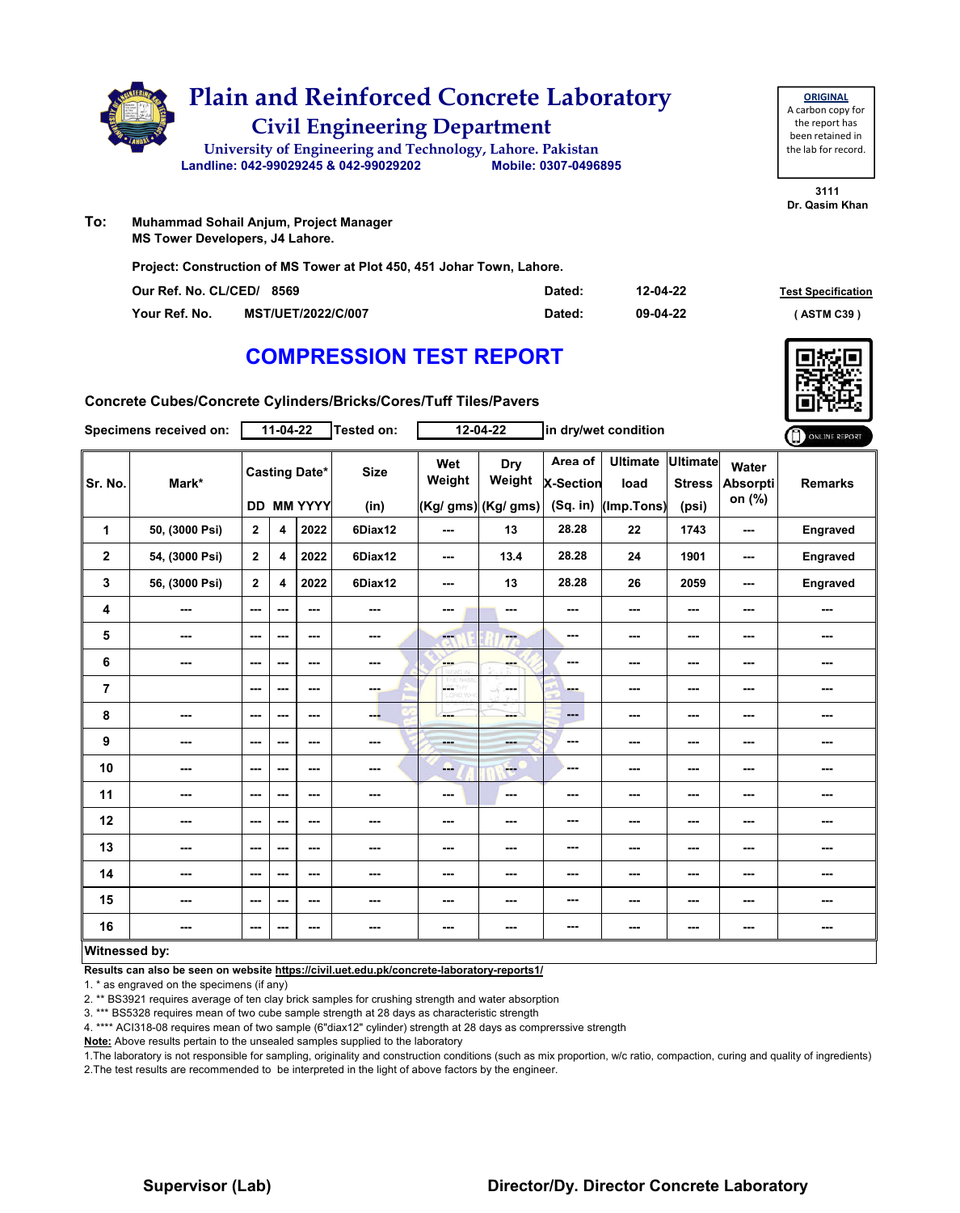# Plain and Reinforced Concrete Laboratory

## Civil Engineering Department

University of Engineering and Technology, Lahore. Pakistan

Landline: 042-99029245 & 042-99029202 Mobile: 0307-0496895

**ORIGINAL**
A carbon copy for the report has been retained in the lab for record.

3111
Dr. Qasim Khan

**To:** Muhammad Sohail Anjum, Project Manager
MS Tower Developers, J4 Lahore.

**Project: Construction of MS Tower at Plot 450, 451 Johar Town, Lahore.**

| | | | |
|---|---|---|---|
| Our Ref. No. CL/CED/ | 8569 | Dated: | 12-04-22 |
| Your Ref. No. | MST/UET/2022/C/007 | Dated: | 09-04-22 |

**Test Specification**
( ASTM C39 )

# COMPRESSION TEST REPORT

**Concrete Cubes/Concrete Cylinders/Bricks/Cores/Tuff Tiles/Pavers**

**Specimens received on:** 11-04-22 **Tested on:** 12-04-22 **in dry/wet condition**

| Sr. No. | Mark* | Casting Date* DD | MM | YYYY | Size (in) | Wet Weight (Kg/ gms) | Dry Weight (Kg/ gms) | Area of X-Section (Sq. in) | Ultimate load (Imp.Tons) | Ultimate Stress (psi) | Water Absorption (%) | Remarks |
|---|---|---|---|---|---|---|---|---|---|---|---|---|
| 1 | 50, (3000 Psi) | 2 | 4 | 2022 | 6Diax12 | --- | 13 | 28.28 | 22 | 1743 | --- | Engraved |
| 2 | 54, (3000 Psi) | 2 | 4 | 2022 | 6Diax12 | --- | 13.4 | 28.28 | 24 | 1901 | --- | Engraved |
| 3 | 56, (3000 Psi) | 2 | 4 | 2022 | 6Diax12 | --- | 13 | 28.28 | 26 | 2059 | --- | Engraved |
| 4 | --- | --- | --- | --- | --- | --- | --- | --- | --- | --- | --- | --- |
| 5 | --- | --- | --- | --- | --- | --- | --- | --- | --- | --- | --- | --- |
| 6 | --- | --- | --- | --- | --- | --- | --- | --- | --- | --- | --- | --- |
| 7 | | --- | --- | --- | --- | --- | --- | --- | --- | --- | --- | --- |
| 8 | --- | --- | --- | --- | --- | --- | --- | --- | --- | --- | --- | --- |
| 9 | --- | --- | --- | --- | --- | --- | --- | --- | --- | --- | --- | --- |
| 10 | --- | --- | --- | --- | --- | --- | --- | --- | --- | --- | --- | --- |
| 11 | --- | --- | --- | --- | --- | --- | --- | --- | --- | --- | --- | --- |
| 12 | --- | --- | --- | --- | --- | --- | --- | --- | --- | --- | --- | --- |
| 13 | --- | --- | --- | --- | --- | --- | --- | --- | --- | --- | --- | --- |
| 14 | --- | --- | --- | --- | --- | --- | --- | --- | --- | --- | --- | --- |
| 15 | --- | --- | --- | --- | --- | --- | --- | --- | --- | --- | --- | --- |
| 16 | --- | --- | --- | --- | --- | --- | --- | --- | --- | --- | --- | --- |

**Witnessed by:**

**Results can also be seen on website https://civil.uet.edu.pk/concrete-laboratory-reports1/**

1. * as engraved on the specimens (if any)
2. ** BS3921 requires average of ten clay brick samples for crushing strength and water absorption
3. *** BS5328 requires mean of two cube sample strength at 28 days as characteristic strength
4. **** ACI318-08 requires mean of two sample (6"diax12" cylinder) strength at 28 days as comprerssive strength

**Note:** Above results pertain to the unsealed samples supplied to the laboratory

1.The laboratory is not responsible for sampling, originality and construction conditions (such as mix proportion, w/c ratio, compaction, curing and quality of ingredients)
2.The test results are recommended to be interpreted in the light of above factors by the engineer.

**Supervisor (Lab)** **Director/Dy. Director Concrete Laboratory**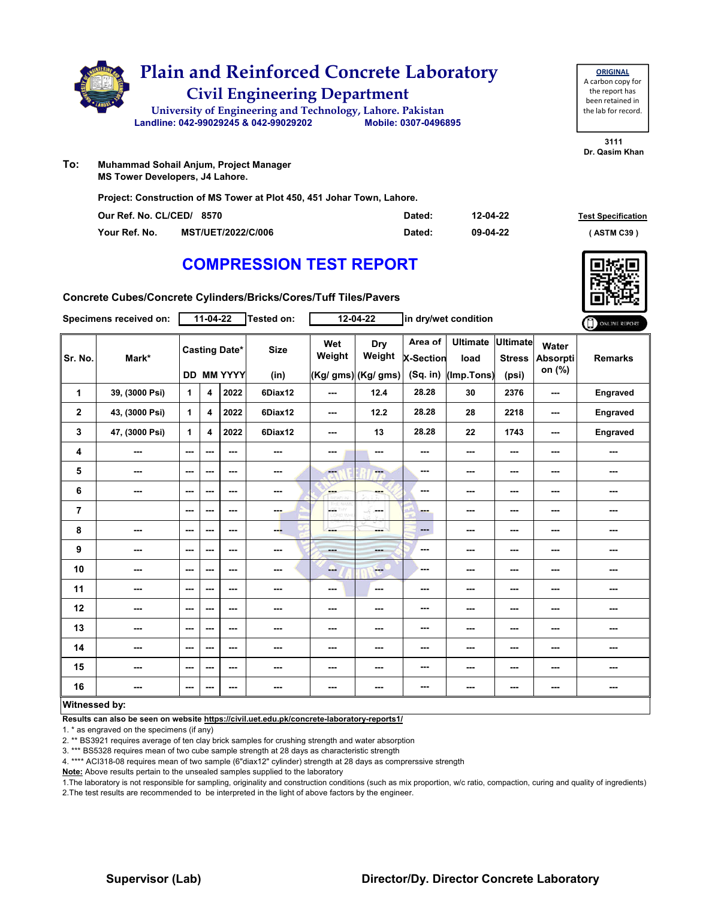# Plain and Reinforced Concrete Laboratory

## Civil Engineering Department

University of Engineering and Technology, Lahore. Pakistan

Landline: 042-99029245 & 042-99029202 Mobile: 0307-0496895

**ORIGINAL**
A carbon copy for the report has been retained in the lab for record.

3111
Dr. Qasim Khan

**To:** Muhammad Sohail Anjum, Project Manager
MS Tower Developers, J4 Lahore.

**Project: Construction of MS Tower at Plot 450, 451 Johar Town, Lahore.**

| | | | | |
|---|---|---|---|---|
| Our Ref. No. CL/CED/ | 8570 | Dated: | 12-04-22 | Test Specification |
| Your Ref. No. | MST/UET/2022/C/006 | Dated: | 09-04-22 | ( ASTM C39 ) |

# COMPRESSION TEST REPORT

**Concrete Cubes/Concrete Cylinders/Bricks/Cores/Tuff Tiles/Pavers**

Specimens received on: 11-04-22 Tested on: 12-04-22 in dry/wet condition

| Sr. No. | Mark* | Casting Date* | | | Size | Wet Weight | Dry Weight | Area of X-Section | Ultimate load | Ultimate Stress | Water Absorption (%) | Remarks |
|---|---|---|---|---|---|---|---|---|---|---|---|---|
| | | DD | MM | YYYY | (in) | (Kg/ gms) | (Kg/ gms) | (Sq. in) | (Imp.Tons) | (psi) | | |
| 1 | 39, (3000 Psi) | 1 | 4 | 2022 | 6Diax12 | --- | 12.4 | 28.28 | 30 | 2376 | --- | Engraved |
| 2 | 43, (3000 Psi) | 1 | 4 | 2022 | 6Diax12 | --- | 12.2 | 28.28 | 28 | 2218 | --- | Engraved |
| 3 | 47, (3000 Psi) | 1 | 4 | 2022 | 6Diax12 | --- | 13 | 28.28 | 22 | 1743 | --- | Engraved |
| 4 | --- | --- | --- | --- | --- | --- | --- | --- | --- | --- | --- | --- |
| 5 | --- | --- | --- | --- | --- | --- | --- | --- | --- | --- | --- | --- |
| 6 | --- | --- | --- | --- | --- | --- | --- | --- | --- | --- | --- | --- |
| 7 | | --- | --- | --- | --- | --- | --- | --- | --- | --- | --- | --- |
| 8 | --- | --- | --- | --- | --- | --- | --- | --- | --- | --- | --- | --- |
| 9 | --- | --- | --- | --- | --- | --- | --- | --- | --- | --- | --- | --- |
| 10 | --- | --- | --- | --- | --- | --- | --- | --- | --- | --- | --- | --- |
| 11 | --- | --- | --- | --- | --- | --- | --- | --- | --- | --- | --- | --- |
| 12 | --- | --- | --- | --- | --- | --- | --- | --- | --- | --- | --- | --- |
| 13 | --- | --- | --- | --- | --- | --- | --- | --- | --- | --- | --- | --- |
| 14 | --- | --- | --- | --- | --- | --- | --- | --- | --- | --- | --- | --- |
| 15 | --- | --- | --- | --- | --- | --- | --- | --- | --- | --- | --- | --- |
| 16 | --- | --- | --- | --- | --- | --- | --- | --- | --- | --- | --- | --- |

**Witnessed by:**

**Results can also be seen on website https://civil.uet.edu.pk/concrete-laboratory-reports1/**

1. * as engraved on the specimens (if any)
2. ** BS3921 requires average of ten clay brick samples for crushing strength and water absorption
3. *** BS5328 requires mean of two cube sample strength at 28 days as characteristic strength
4. **** ACI318-08 requires mean of two sample (6"diax12" cylinder) strength at 28 days as comprerssive strength

**Note:** Above results pertain to the unsealed samples supplied to the laboratory

1.The laboratory is not responsible for sampling, originality and construction conditions (such as mix proportion, w/c ratio, compaction, curing and quality of ingredients)
2.The test results are recommended to be interpreted in the light of above factors by the engineer.

**Supervisor (Lab)** **Director/Dy. Director Concrete Laboratory**